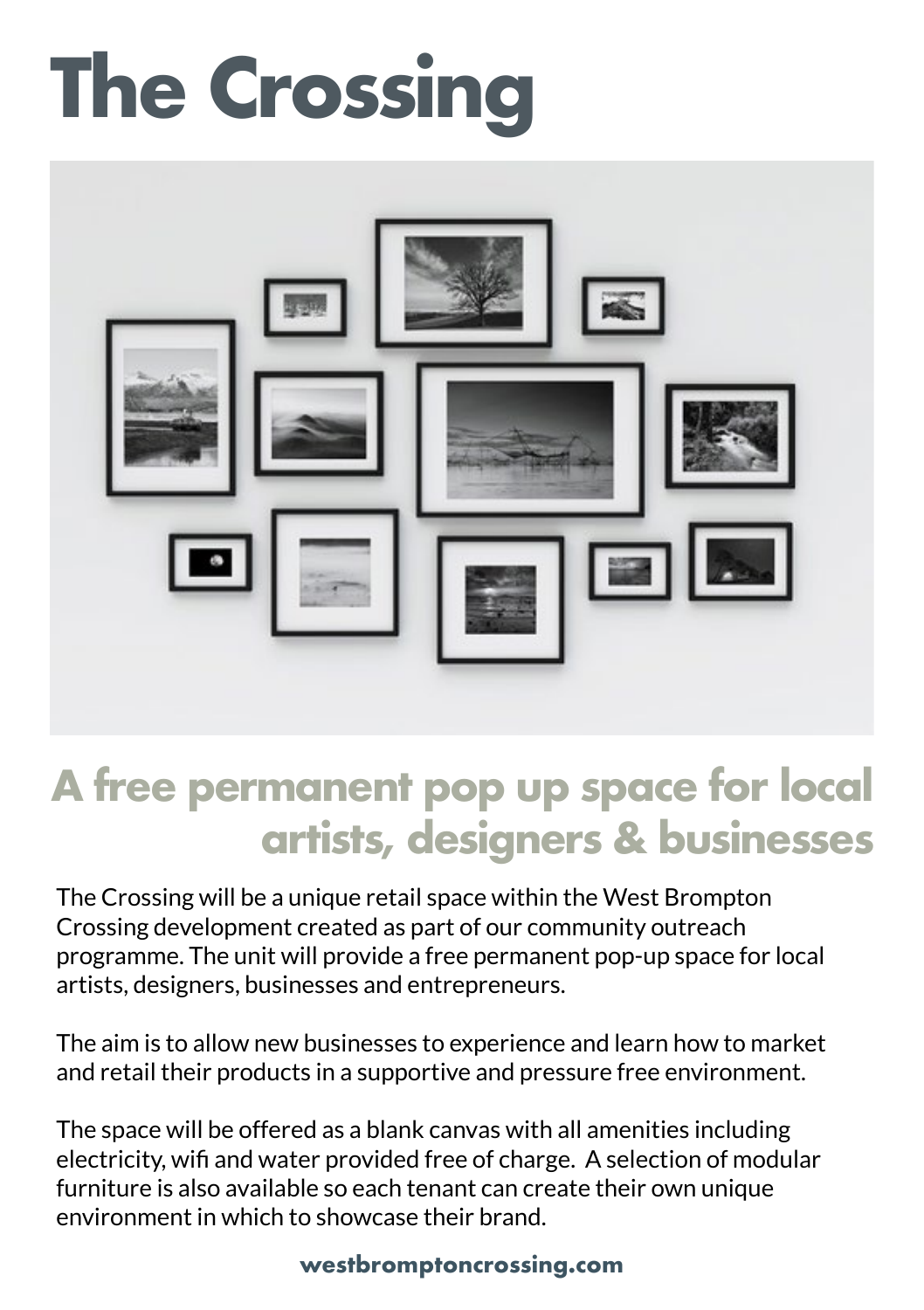# The Crossing

## A free permanent pop up space for local artists, designers & businesses

The Crossing will be a unique retail space within the West Brompton Crossing development created as part of our community outreach programme. The unit will provide a free permanent pop-up space for local artists, designers, businesses and entrepreneurs.

The aim is to allow new businesses to experience and learn how to market and retail their products in a supportive and pressure free environment.

The space will be offered as a blank canvas with all amenities including electricity, wifi and water provided free of charge. A selection of modular furniture is also available so each tenant can create their own unique environment in which to showcase their brand.

**westbromptoncrossing.com**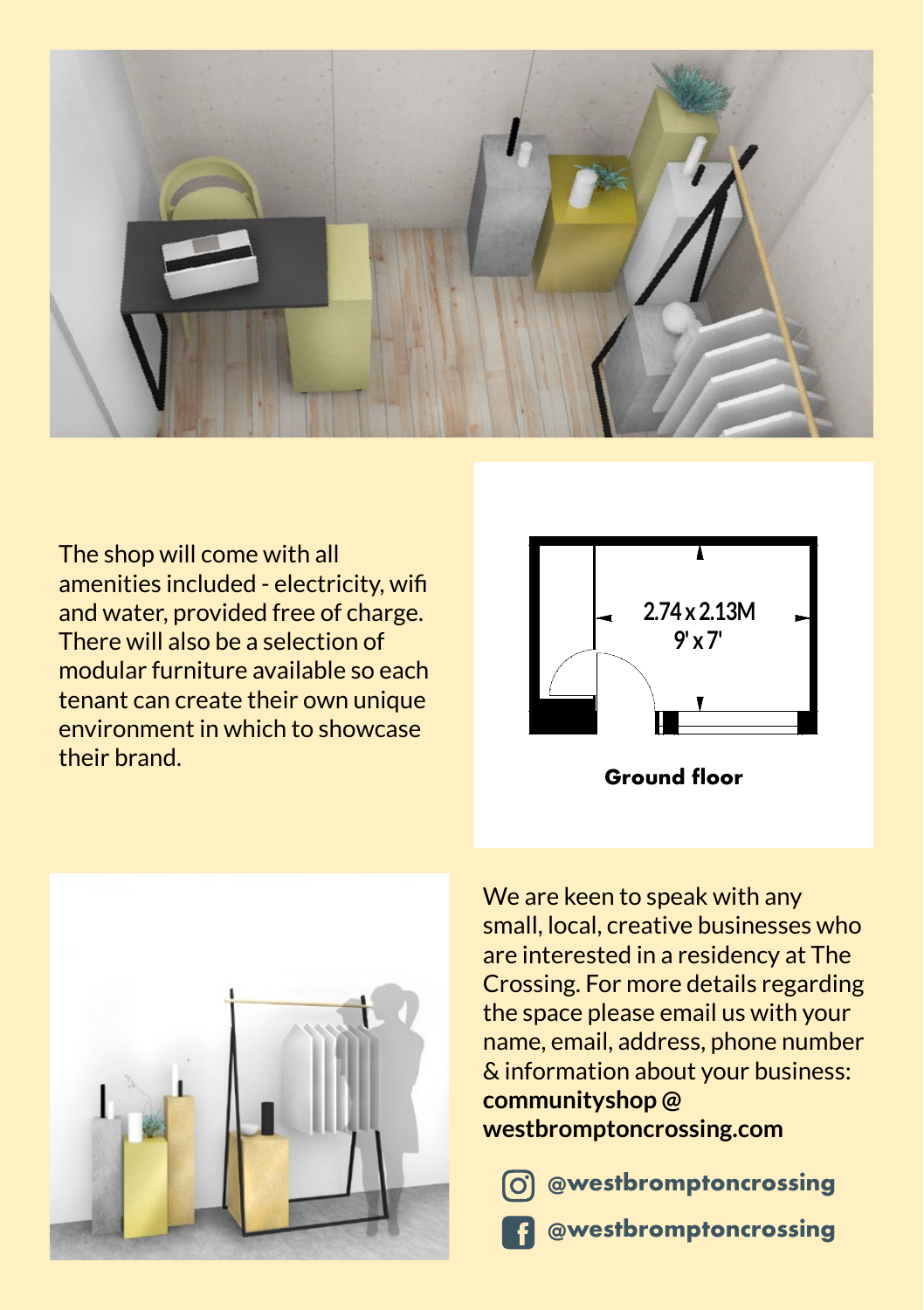The shop will come with all amenities included - electricity, wifi and water, provided free of charge. There will also be a selection of modular furniture available so each tenant can create their own unique environment in which to showcase their brand.

2.74 x 2.13M
9' x 7'

**Ground floor**

We are keen to speak with any small, local, creative businesses who are interested in a residency at The Crossing. For more details regarding the space please email us with your name, email, address, phone number & information about your business: **communityshop @ westbromptoncrossing.com**

**@westbromptoncrossing**

**@westbromptoncrossing**